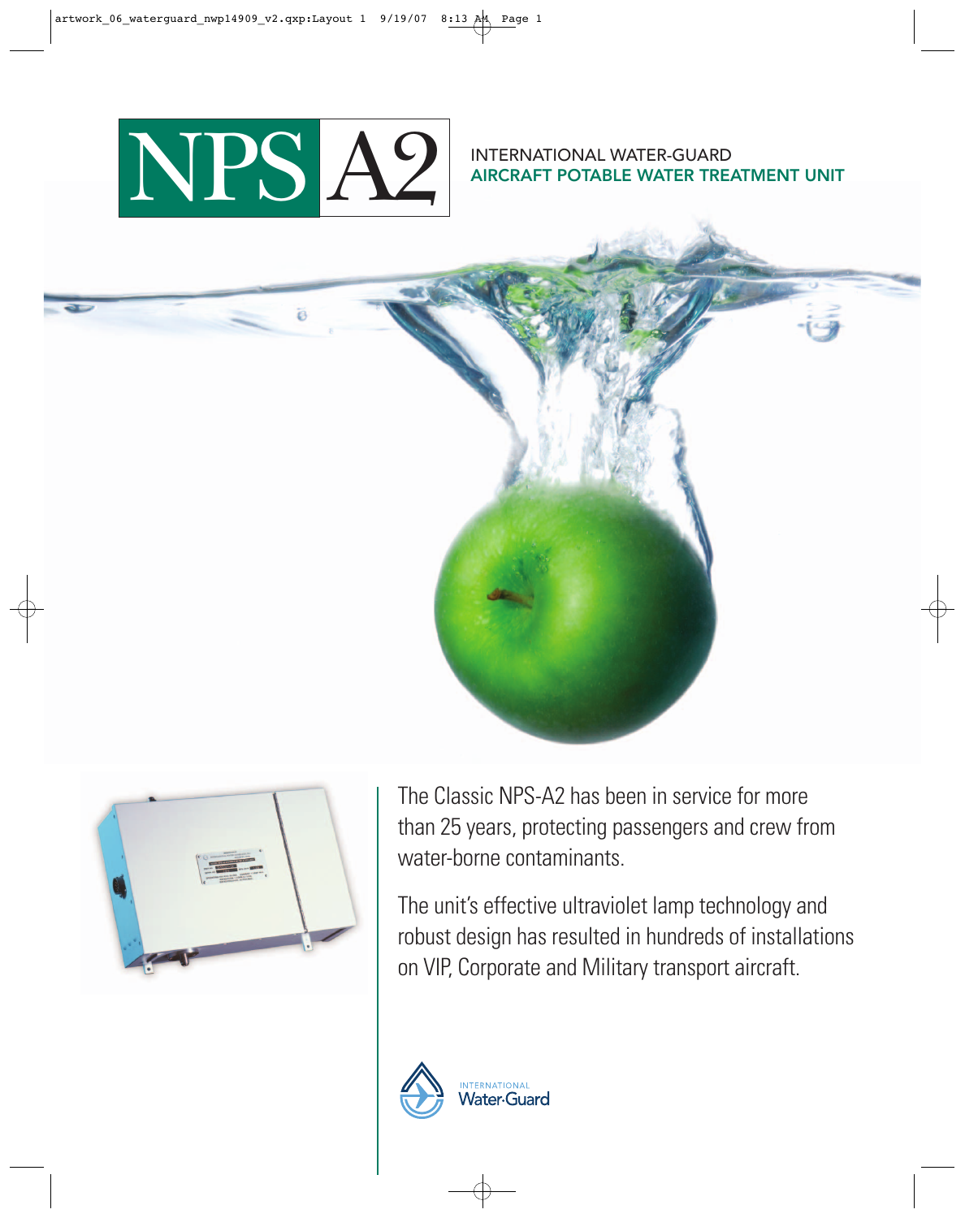# NPS A2

INTERNATIONAL WATER-GUARD

**AIRCRAFT POTABLE WATER TREATMENT UNIT**

The Classic NPS-A2 has been in service for more than 25 years, protecting passengers and crew from water-borne contaminants.

The unit's effective ultraviolet lamp technology and robust design has resulted in hundreds of installations on VIP, Corporate and Military transport aircraft.

INTERNATIONAL Water-Guard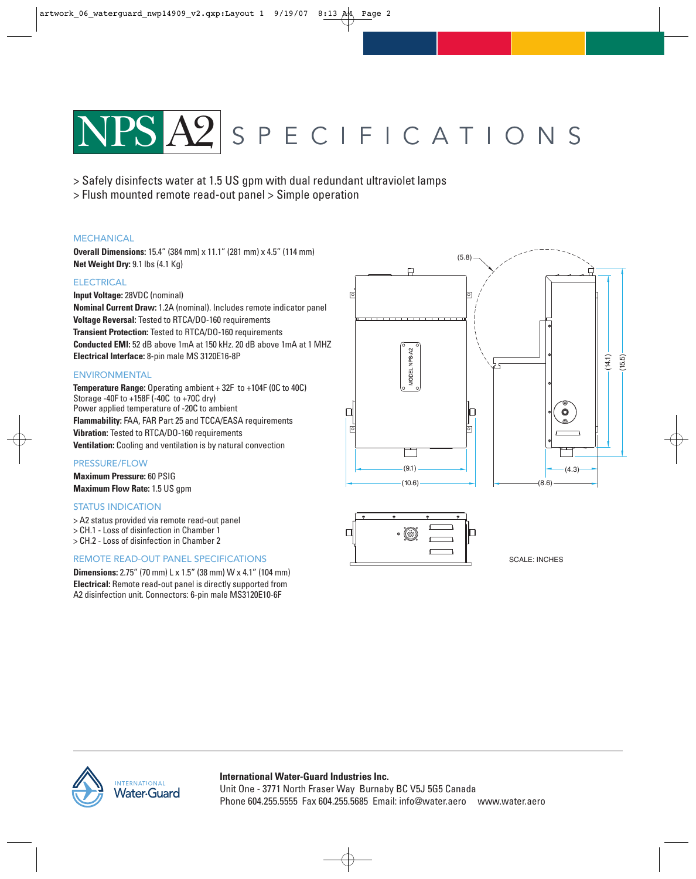# NPS A2 SPECIFICATIONS

> Safely disinfects water at 1.5 US gpm with dual redundant ultraviolet lamps
> Flush mounted remote read-out panel > Simple operation

## MECHANICAL

**Overall Dimensions:** 15.4" (384 mm) x 11.1" (281 mm) x 4.5" (114 mm)
**Net Weight Dry:** 9.1 lbs (4.1 Kg)

## ELECTRICAL

**Input Voltage:** 28VDC (nominal)
**Nominal Current Draw:** 1.2A (nominal). Includes remote indicator panel
**Voltage Reversal:** Tested to RTCA/DO-160 requirements
**Transient Protection:** Tested to RTCA/DO-160 requirements
**Conducted EMI:** 52 dB above 1mA at 150 kHz. 20 dB above 1mA at 1 MHZ
**Electrical Interface:** 8-pin male MS 3120E16-8P

## ENVIRONMENTAL

**Temperature Range:** Operating ambient + 32F to +104F (0C to 40C)
Storage -40F to +158F (-40C to +70C dry)
Power applied temperature of -20C to ambient
**Flammability:** FAA, FAR Part 25 and TCCA/EASA requirements
**Vibration:** Tested to RTCA/DO-160 requirements
**Ventilation:** Cooling and ventilation is by natural convection

## PRESSURE/FLOW

**Maximum Pressure:** 60 PSIG
**Maximum Flow Rate:** 1.5 US gpm

## STATUS INDICATION

> A2 status provided via remote read-out panel
> CH.1 - Loss of disinfection in Chamber 1
> CH.2 - Loss of disinfection in Chamber 2

## REMOTE READ-OUT PANEL SPECIFICATIONS

**Dimensions:** 2.75" (70 mm) L x 1.5" (38 mm) W x 4.1" (104 mm)
**Electrical:** Remote read-out panel is directly supported from A2 disinfection unit. Connectors: 6-pin male MS3120E10-6F

(5.8)
MODEL NPS-A2
(14.1)
(15.5)
(9.1)
(10.6)
(4.3)
(8.6)

SCALE: INCHES

INTERNATIONAL Water·Guard

**International Water-Guard Industries Inc.**
Unit One - 3771 North Fraser Way Burnaby BC V5J 5G5 Canada
Phone 604.255.5555 Fax 604.255.5685 Email: info@water.aero www.water.aero